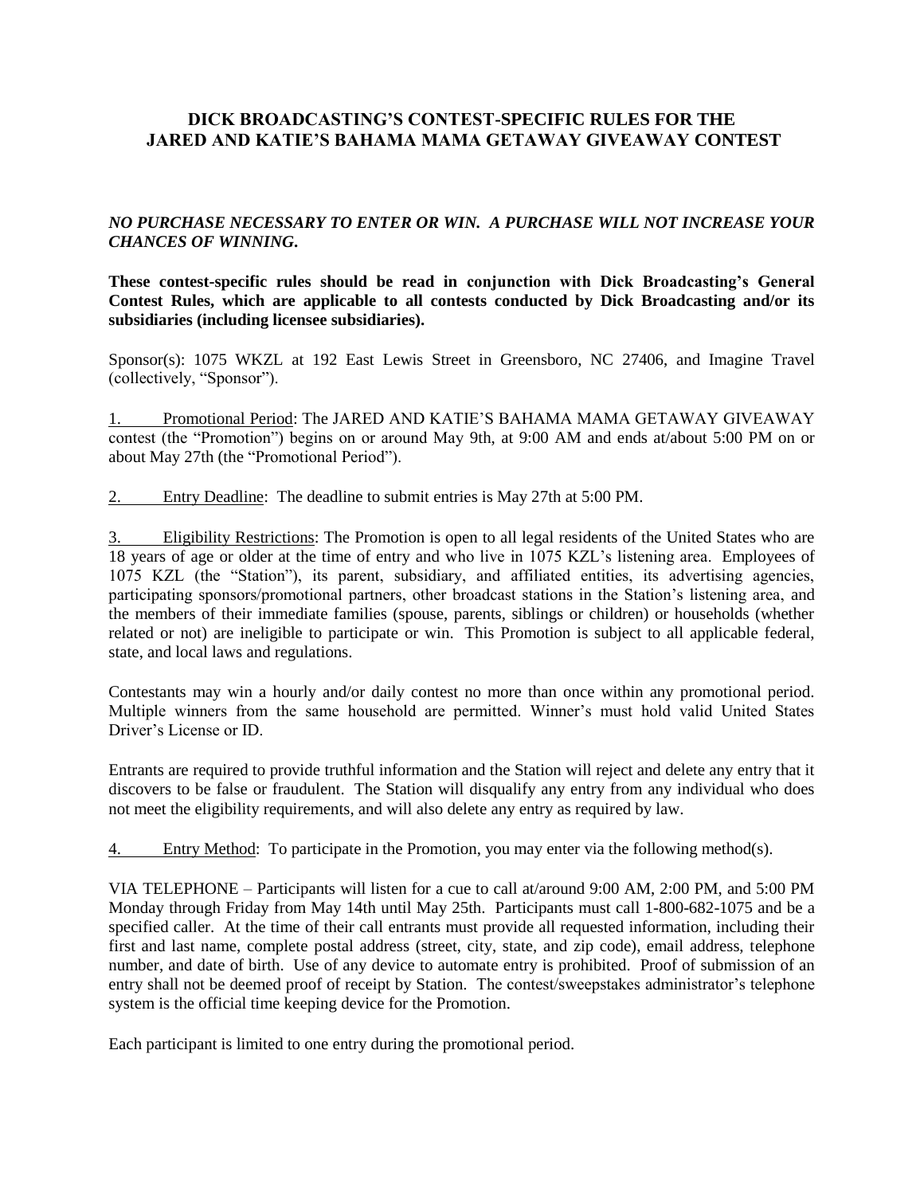# DICK BROADCASTING'S CONTEST-SPECIFIC RULES FOR THE JARED AND KATIE'S BAHAMA MAMA GETAWAY GIVEAWAY CONTEST

***NO PURCHASE NECESSARY TO ENTER OR WIN. A PURCHASE WILL NOT INCREASE YOUR CHANCES OF WINNING.***

**These contest-specific rules should be read in conjunction with Dick Broadcasting's General Contest Rules, which are applicable to all contests conducted by Dick Broadcasting and/or its subsidiaries (including licensee subsidiaries).**

Sponsor(s): 1075 WKZL at 192 East Lewis Street in Greensboro, NC 27406, and Imagine Travel (collectively, "Sponsor").

1. Promotional Period: The JARED AND KATIE'S BAHAMA MAMA GETAWAY GIVEAWAY contest (the "Promotion") begins on or around May 9th, at 9:00 AM and ends at/about 5:00 PM on or about May 27th (the "Promotional Period").

2. Entry Deadline: The deadline to submit entries is May 27th at 5:00 PM.

3. Eligibility Restrictions: The Promotion is open to all legal residents of the United States who are 18 years of age or older at the time of entry and who live in 1075 KZL's listening area. Employees of 1075 KZL (the "Station"), its parent, subsidiary, and affiliated entities, its advertising agencies, participating sponsors/promotional partners, other broadcast stations in the Station's listening area, and the members of their immediate families (spouse, parents, siblings or children) or households (whether related or not) are ineligible to participate or win. This Promotion is subject to all applicable federal, state, and local laws and regulations.

Contestants may win a hourly and/or daily contest no more than once within any promotional period. Multiple winners from the same household are permitted. Winner's must hold valid United States Driver's License or ID.

Entrants are required to provide truthful information and the Station will reject and delete any entry that it discovers to be false or fraudulent. The Station will disqualify any entry from any individual who does not meet the eligibility requirements, and will also delete any entry as required by law.

4. Entry Method: To participate in the Promotion, you may enter via the following method(s).

VIA TELEPHONE – Participants will listen for a cue to call at/around 9:00 AM, 2:00 PM, and 5:00 PM Monday through Friday from May 14th until May 25th. Participants must call 1-800-682-1075 and be a specified caller. At the time of their call entrants must provide all requested information, including their first and last name, complete postal address (street, city, state, and zip code), email address, telephone number, and date of birth. Use of any device to automate entry is prohibited. Proof of submission of an entry shall not be deemed proof of receipt by Station. The contest/sweepstakes administrator's telephone system is the official time keeping device for the Promotion.

Each participant is limited to one entry during the promotional period.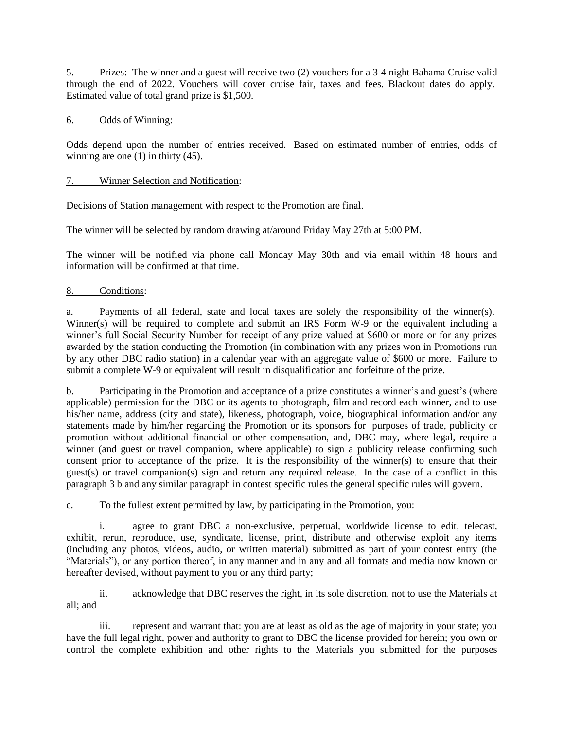<u>5. Prizes</u>: The winner and a guest will receive two (2) vouchers for a 3-4 night Bahama Cruise valid through the end of 2022. Vouchers will cover cruise fair, taxes and fees. Blackout dates do apply. Estimated value of total grand prize is $1,500.

<u>6. Odds of Winning:</u>

Odds depend upon the number of entries received. Based on estimated number of entries, odds of winning are one (1) in thirty (45).

<u>7. Winner Selection and Notification</u>:

Decisions of Station management with respect to the Promotion are final.

The winner will be selected by random drawing at/around Friday May 27th at 5:00 PM.

The winner will be notified via phone call Monday May 30th and via email within 48 hours and information will be confirmed at that time.

<u>8. Conditions</u>:

a. Payments of all federal, state and local taxes are solely the responsibility of the winner(s). Winner(s) will be required to complete and submit an IRS Form W-9 or the equivalent including a winner's full Social Security Number for receipt of any prize valued at $600 or more or for any prizes awarded by the station conducting the Promotion (in combination with any prizes won in Promotions run by any other DBC radio station) in a calendar year with an aggregate value of $600 or more. Failure to submit a complete W-9 or equivalent will result in disqualification and forfeiture of the prize.

b. Participating in the Promotion and acceptance of a prize constitutes a winner's and guest's (where applicable) permission for the DBC or its agents to photograph, film and record each winner, and to use his/her name, address (city and state), likeness, photograph, voice, biographical information and/or any statements made by him/her regarding the Promotion or its sponsors for purposes of trade, publicity or promotion without additional financial or other compensation, and, DBC may, where legal, require a winner (and guest or travel companion, where applicable) to sign a publicity release confirming such consent prior to acceptance of the prize. It is the responsibility of the winner(s) to ensure that their guest(s) or travel companion(s) sign and return any required release. In the case of a conflict in this paragraph 3 b and any similar paragraph in contest specific rules the general specific rules will govern.

c. To the fullest extent permitted by law, by participating in the Promotion, you:

i. agree to grant DBC a non-exclusive, perpetual, worldwide license to edit, telecast, exhibit, rerun, reproduce, use, syndicate, license, print, distribute and otherwise exploit any items (including any photos, videos, audio, or written material) submitted as part of your contest entry (the "Materials"), or any portion thereof, in any manner and in any and all formats and media now known or hereafter devised, without payment to you or any third party;

ii. acknowledge that DBC reserves the right, in its sole discretion, not to use the Materials at all; and

iii. represent and warrant that: you are at least as old as the age of majority in your state; you have the full legal right, power and authority to grant to DBC the license provided for herein; you own or control the complete exhibition and other rights to the Materials you submitted for the purposes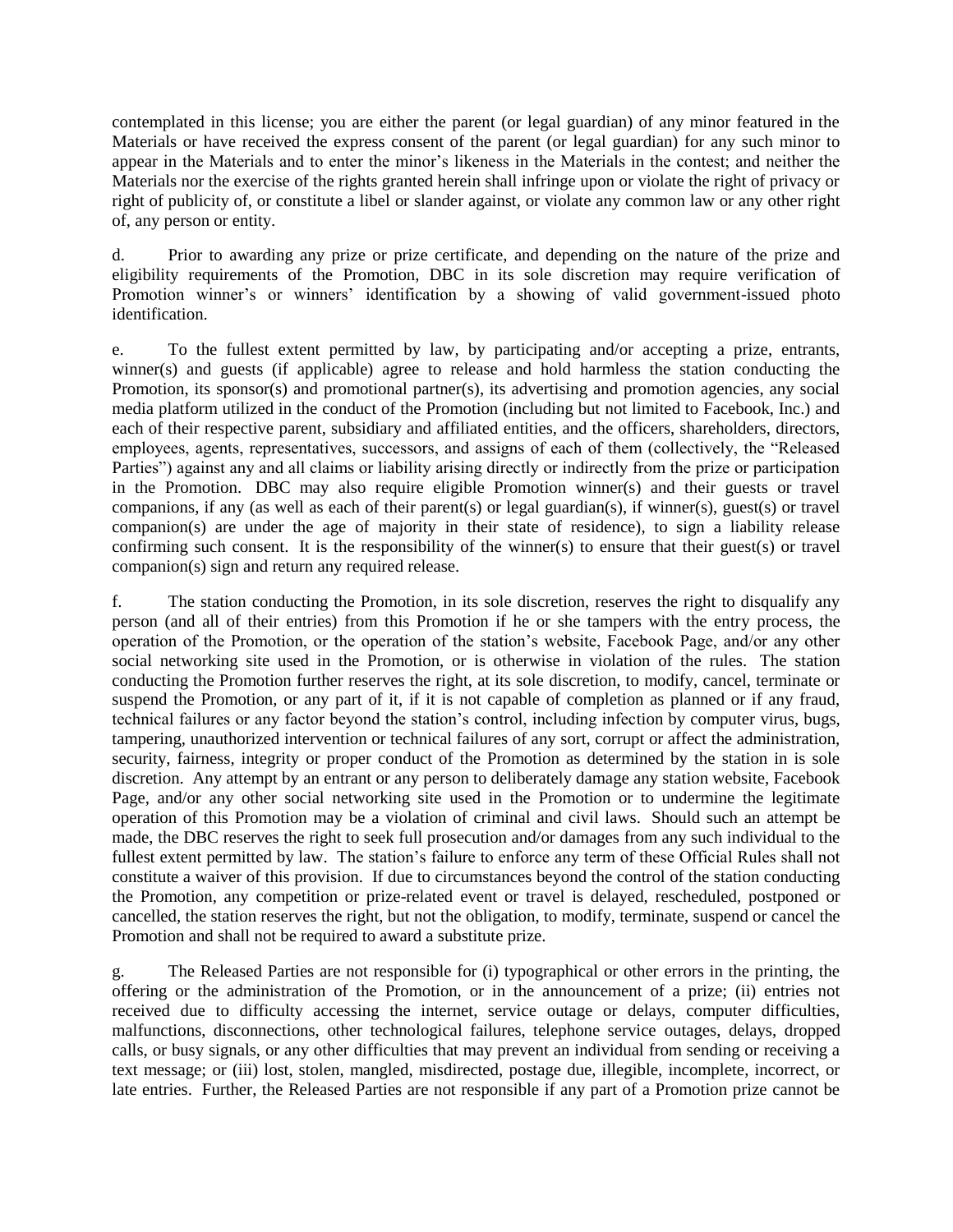contemplated in this license; you are either the parent (or legal guardian) of any minor featured in the Materials or have received the express consent of the parent (or legal guardian) for any such minor to appear in the Materials and to enter the minor's likeness in the Materials in the contest; and neither the Materials nor the exercise of the rights granted herein shall infringe upon or violate the right of privacy or right of publicity of, or constitute a libel or slander against, or violate any common law or any other right of, any person or entity.

d. Prior to awarding any prize or prize certificate, and depending on the nature of the prize and eligibility requirements of the Promotion, DBC in its sole discretion may require verification of Promotion winner's or winners' identification by a showing of valid government-issued photo identification.

e. To the fullest extent permitted by law, by participating and/or accepting a prize, entrants, winner(s) and guests (if applicable) agree to release and hold harmless the station conducting the Promotion, its sponsor(s) and promotional partner(s), its advertising and promotion agencies, any social media platform utilized in the conduct of the Promotion (including but not limited to Facebook, Inc.) and each of their respective parent, subsidiary and affiliated entities, and the officers, shareholders, directors, employees, agents, representatives, successors, and assigns of each of them (collectively, the "Released Parties") against any and all claims or liability arising directly or indirectly from the prize or participation in the Promotion. DBC may also require eligible Promotion winner(s) and their guests or travel companions, if any (as well as each of their parent(s) or legal guardian(s), if winner(s), guest(s) or travel companion(s) are under the age of majority in their state of residence), to sign a liability release confirming such consent. It is the responsibility of the winner(s) to ensure that their guest(s) or travel companion(s) sign and return any required release.

f. The station conducting the Promotion, in its sole discretion, reserves the right to disqualify any person (and all of their entries) from this Promotion if he or she tampers with the entry process, the operation of the Promotion, or the operation of the station's website, Facebook Page, and/or any other social networking site used in the Promotion, or is otherwise in violation of the rules. The station conducting the Promotion further reserves the right, at its sole discretion, to modify, cancel, terminate or suspend the Promotion, or any part of it, if it is not capable of completion as planned or if any fraud, technical failures or any factor beyond the station's control, including infection by computer virus, bugs, tampering, unauthorized intervention or technical failures of any sort, corrupt or affect the administration, security, fairness, integrity or proper conduct of the Promotion as determined by the station in is sole discretion. Any attempt by an entrant or any person to deliberately damage any station website, Facebook Page, and/or any other social networking site used in the Promotion or to undermine the legitimate operation of this Promotion may be a violation of criminal and civil laws. Should such an attempt be made, the DBC reserves the right to seek full prosecution and/or damages from any such individual to the fullest extent permitted by law. The station's failure to enforce any term of these Official Rules shall not constitute a waiver of this provision. If due to circumstances beyond the control of the station conducting the Promotion, any competition or prize-related event or travel is delayed, rescheduled, postponed or cancelled, the station reserves the right, but not the obligation, to modify, terminate, suspend or cancel the Promotion and shall not be required to award a substitute prize.

g. The Released Parties are not responsible for (i) typographical or other errors in the printing, the offering or the administration of the Promotion, or in the announcement of a prize; (ii) entries not received due to difficulty accessing the internet, service outage or delays, computer difficulties, malfunctions, disconnections, other technological failures, telephone service outages, delays, dropped calls, or busy signals, or any other difficulties that may prevent an individual from sending or receiving a text message; or (iii) lost, stolen, mangled, misdirected, postage due, illegible, incomplete, incorrect, or late entries. Further, the Released Parties are not responsible if any part of a Promotion prize cannot be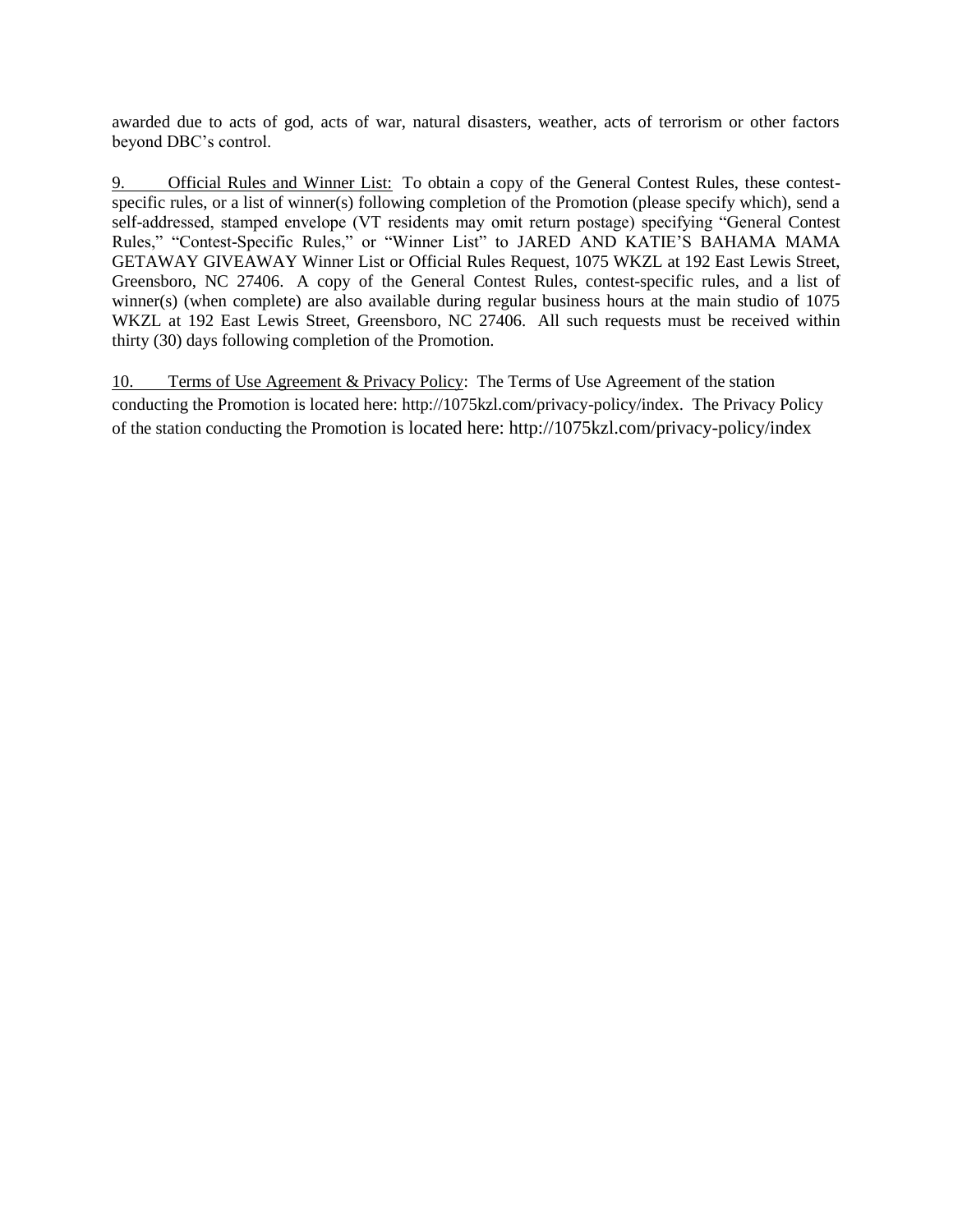awarded due to acts of god, acts of war, natural disasters, weather, acts of terrorism or other factors beyond DBC's control.

9. Official Rules and Winner List: To obtain a copy of the General Contest Rules, these contest-specific rules, or a list of winner(s) following completion of the Promotion (please specify which), send a self-addressed, stamped envelope (VT residents may omit return postage) specifying "General Contest Rules," "Contest-Specific Rules," or "Winner List" to JARED AND KATIE'S BAHAMA MAMA GETAWAY GIVEAWAY Winner List or Official Rules Request, 1075 WKZL at 192 East Lewis Street, Greensboro, NC 27406. A copy of the General Contest Rules, contest-specific rules, and a list of winner(s) (when complete) are also available during regular business hours at the main studio of 1075 WKZL at 192 East Lewis Street, Greensboro, NC 27406. All such requests must be received within thirty (30) days following completion of the Promotion.

10. Terms of Use Agreement & Privacy Policy: The Terms of Use Agreement of the station conducting the Promotion is located here: http://1075kzl.com/privacy-policy/index. The Privacy Policy of the station conducting the Promotion is located here: http://1075kzl.com/privacy-policy/index